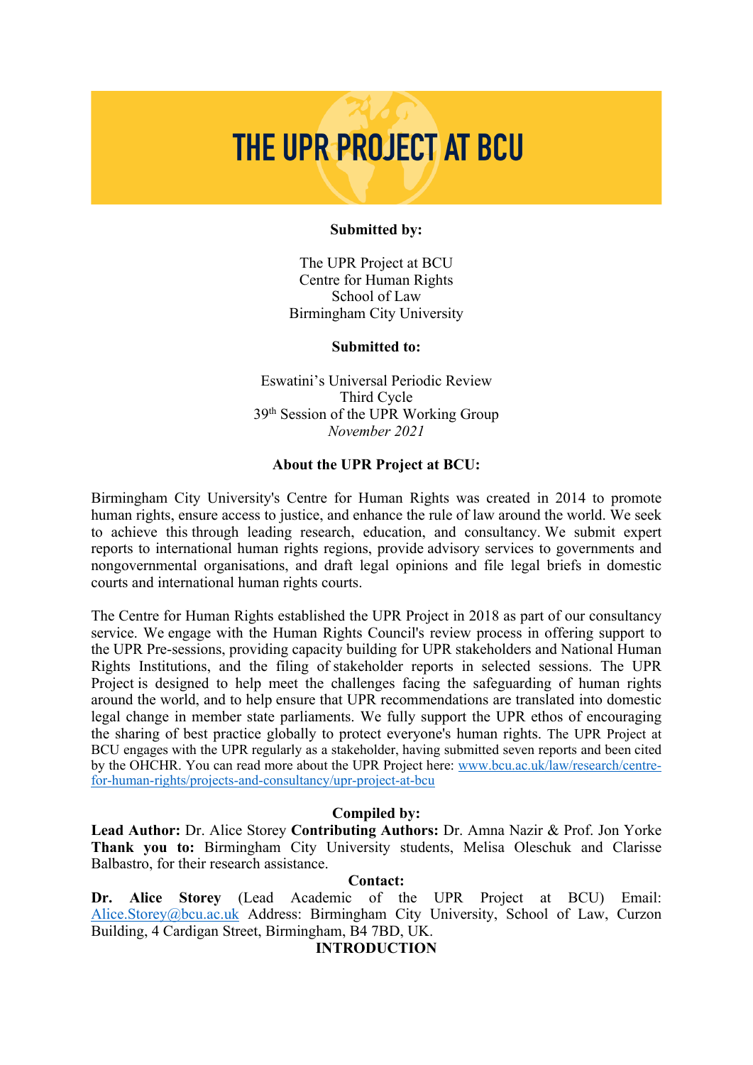# THE UPR PROJECT AT BCU

**Submitted by:**

The UPR Project at BCU
Centre for Human Rights
School of Law
Birmingham City University

**Submitted to:**

Eswatini's Universal Periodic Review
Third Cycle
39th Session of the UPR Working Group
*November 2021*

**About the UPR Project at BCU:**

Birmingham City University's Centre for Human Rights was created in 2014 to promote human rights, ensure access to justice, and enhance the rule of law around the world. We seek to achieve this through leading research, education, and consultancy. We submit expert reports to international human rights regions, provide advisory services to governments and nongovernmental organisations, and draft legal opinions and file legal briefs in domestic courts and international human rights courts.

The Centre for Human Rights established the UPR Project in 2018 as part of our consultancy service. We engage with the Human Rights Council's review process in offering support to the UPR Pre-sessions, providing capacity building for UPR stakeholders and National Human Rights Institutions, and the filing of stakeholder reports in selected sessions. The UPR Project is designed to help meet the challenges facing the safeguarding of human rights around the world, and to help ensure that UPR recommendations are translated into domestic legal change in member state parliaments. We fully support the UPR ethos of encouraging the sharing of best practice globally to protect everyone's human rights. The UPR Project at BCU engages with the UPR regularly as a stakeholder, having submitted seven reports and been cited by the OHCHR. You can read more about the UPR Project here: [www.bcu.ac.uk/law/research/centre-for-human-rights/projects-and-consultancy/upr-project-at-bcu](www.bcu.ac.uk/law/research/centre-for-human-rights/projects-and-consultancy/upr-project-at-bcu)

**Compiled by:**

**Lead Author:** Dr. Alice Storey **Contributing Authors:** Dr. Amna Nazir & Prof. Jon Yorke **Thank you to:** Birmingham City University students, Melisa Oleschuk and Clarisse Balbastro, for their research assistance.

**Contact:**

**Dr. Alice Storey** (Lead Academic of the UPR Project at BCU) Email: Alice.Storey@bcu.ac.uk Address: Birmingham City University, School of Law, Curzon Building, 4 Cardigan Street, Birmingham, B4 7BD, UK.

## INTRODUCTION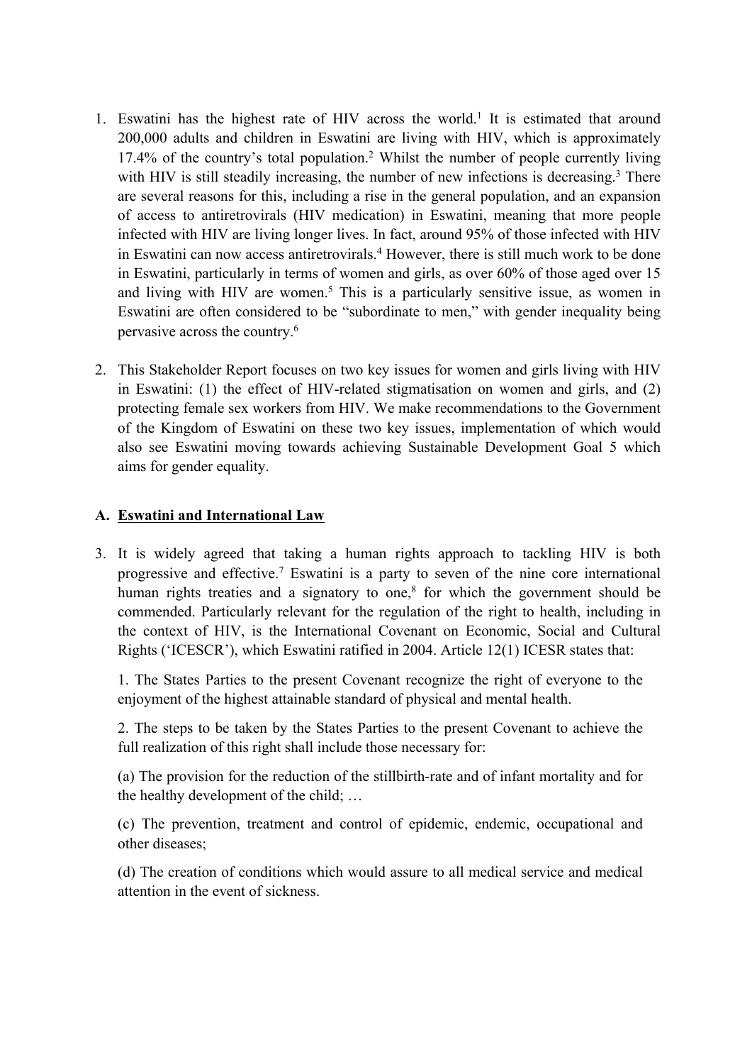1. Eswatini has the highest rate of HIV across the world.[1] It is estimated that around 200,000 adults and children in Eswatini are living with HIV, which is approximately 17.4% of the country's total population.[2] Whilst the number of people currently living with HIV is still steadily increasing, the number of new infections is decreasing.[3] There are several reasons for this, including a rise in the general population, and an expansion of access to antiretrovirals (HIV medication) in Eswatini, meaning that more people infected with HIV are living longer lives. In fact, around 95% of those infected with HIV in Eswatini can now access antiretrovirals.[4] However, there is still much work to be done in Eswatini, particularly in terms of women and girls, as over 60% of those aged over 15 and living with HIV are women.[5] This is a particularly sensitive issue, as women in Eswatini are often considered to be "subordinate to men," with gender inequality being pervasive across the country.[6]

2. This Stakeholder Report focuses on two key issues for women and girls living with HIV in Eswatini: (1) the effect of HIV-related stigmatisation on women and girls, and (2) protecting female sex workers from HIV. We make recommendations to the Government of the Kingdom of Eswatini on these two key issues, implementation of which would also see Eswatini moving towards achieving Sustainable Development Goal 5 which aims for gender equality.

## A. <u>Eswatini and International Law</u>

3. It is widely agreed that taking a human rights approach to tackling HIV is both progressive and effective.[7] Eswatini is a party to seven of the nine core international human rights treaties and a signatory to one,[8] for which the government should be commended. Particularly relevant for the regulation of the right to health, including in the context of HIV, is the International Covenant on Economic, Social and Cultural Rights ('ICESCR'), which Eswatini ratified in 2004. Article 12(1) ICESR states that:

    1. The States Parties to the present Covenant recognize the right of everyone to the enjoyment of the highest attainable standard of physical and mental health.

    2. The steps to be taken by the States Parties to the present Covenant to achieve the full realization of this right shall include those necessary for:

    (a) The provision for the reduction of the stillbirth-rate and of infant mortality and for the healthy development of the child; …

    (c) The prevention, treatment and control of epidemic, endemic, occupational and other diseases;

    (d) The creation of conditions which would assure to all medical service and medical attention in the event of sickness.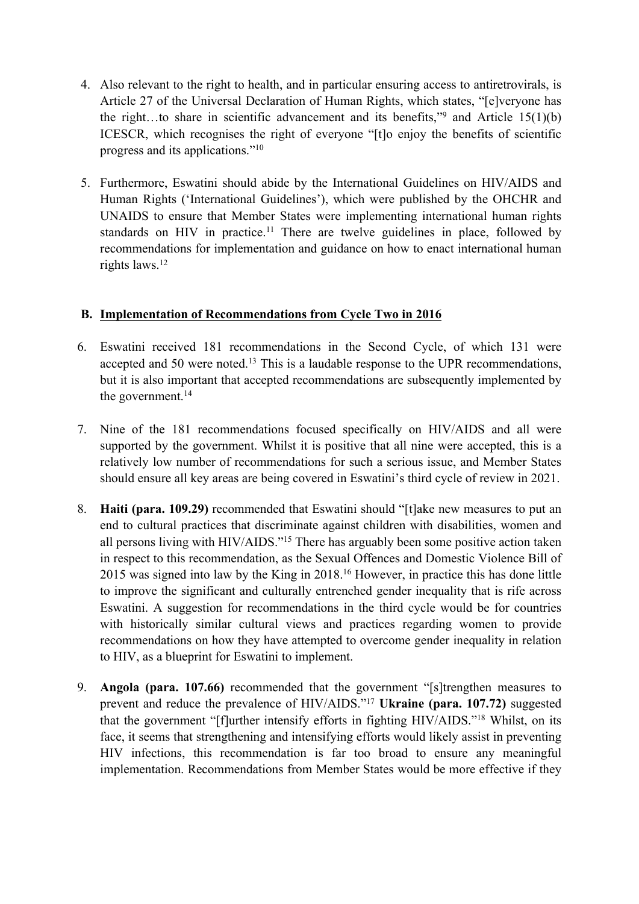4. Also relevant to the right to health, and in particular ensuring access to antiretrovirals, is Article 27 of the Universal Declaration of Human Rights, which states, "[e]veryone has the right…to share in scientific advancement and its benefits,"[9] and Article 15(1)(b) ICESCR, which recognises the right of everyone "[t]o enjoy the benefits of scientific progress and its applications."[10]

5. Furthermore, Eswatini should abide by the International Guidelines on HIV/AIDS and Human Rights ('International Guidelines'), which were published by the OHCHR and UNAIDS to ensure that Member States were implementing international human rights standards on HIV in practice.[11] There are twelve guidelines in place, followed by recommendations for implementation and guidance on how to enact international human rights laws.[12]

## B. Implementation of Recommendations from Cycle Two in 2016

6. Eswatini received 181 recommendations in the Second Cycle, of which 131 were accepted and 50 were noted.[13] This is a laudable response to the UPR recommendations, but it is also important that accepted recommendations are subsequently implemented by the government.[14]

7. Nine of the 181 recommendations focused specifically on HIV/AIDS and all were supported by the government. Whilst it is positive that all nine were accepted, this is a relatively low number of recommendations for such a serious issue, and Member States should ensure all key areas are being covered in Eswatini's third cycle of review in 2021.

8. **Haiti (para. 109.29)** recommended that Eswatini should "[t]ake new measures to put an end to cultural practices that discriminate against children with disabilities, women and all persons living with HIV/AIDS."[15] There has arguably been some positive action taken in respect to this recommendation, as the Sexual Offences and Domestic Violence Bill of 2015 was signed into law by the King in 2018.[16] However, in practice this has done little to improve the significant and culturally entrenched gender inequality that is rife across Eswatini. A suggestion for recommendations in the third cycle would be for countries with historically similar cultural views and practices regarding women to provide recommendations on how they have attempted to overcome gender inequality in relation to HIV, as a blueprint for Eswatini to implement.

9. **Angola (para. 107.66)** recommended that the government "[s]trengthen measures to prevent and reduce the prevalence of HIV/AIDS."[17] **Ukraine (para. 107.72)** suggested that the government "[f]urther intensify efforts in fighting HIV/AIDS."[18] Whilst, on its face, it seems that strengthening and intensifying efforts would likely assist in preventing HIV infections, this recommendation is far too broad to ensure any meaningful implementation. Recommendations from Member States would be more effective if they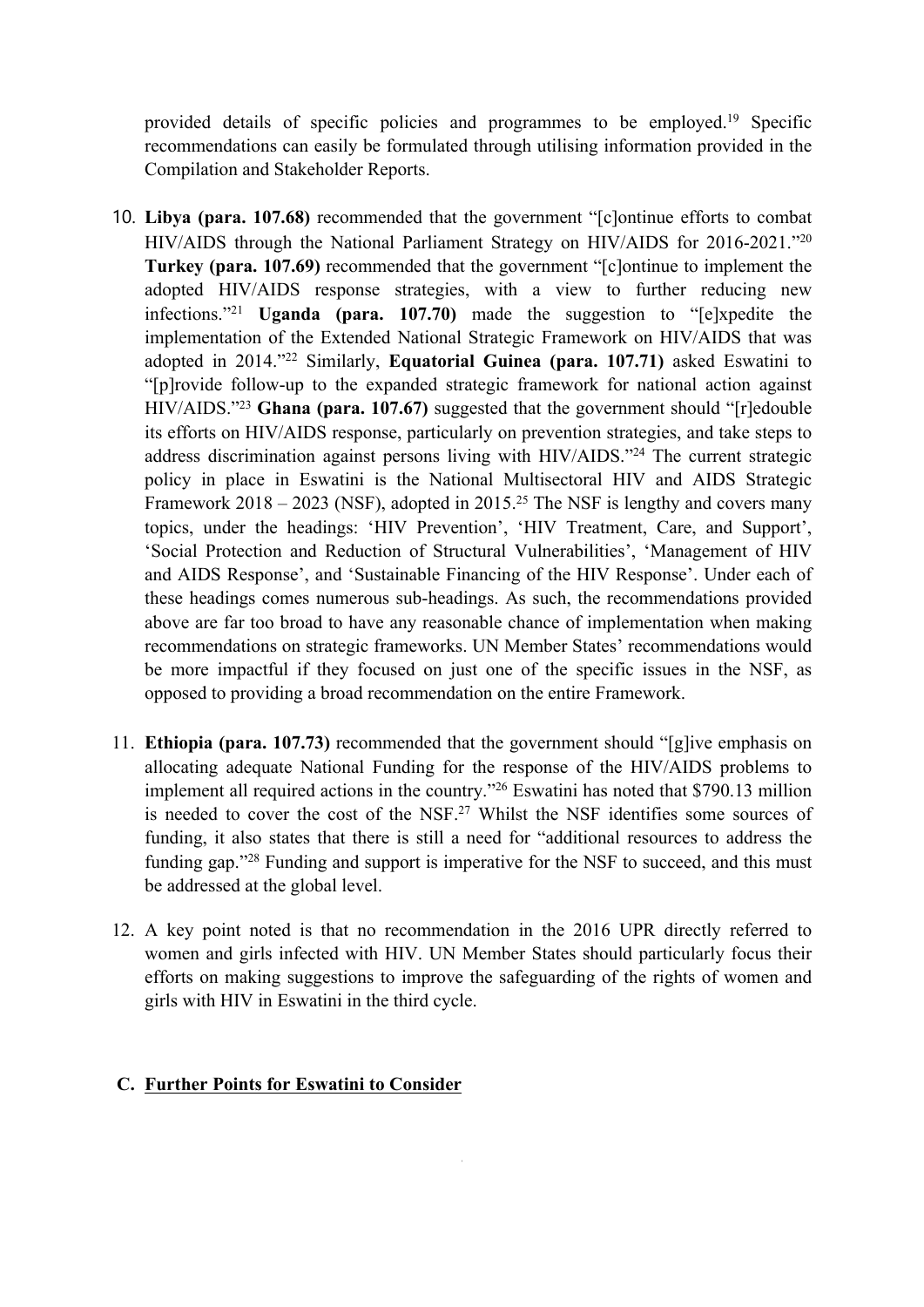provided details of specific policies and programmes to be employed.[19] Specific recommendations can easily be formulated through utilising information provided in the Compilation and Stakeholder Reports.

10. **Libya (para. 107.68)** recommended that the government "[c]ontinue efforts to combat HIV/AIDS through the National Parliament Strategy on HIV/AIDS for 2016-2021."[20] **Turkey (para. 107.69)** recommended that the government "[c]ontinue to implement the adopted HIV/AIDS response strategies, with a view to further reducing new infections."[21] **Uganda (para. 107.70)** made the suggestion to "[e]xpedite the implementation of the Extended National Strategic Framework on HIV/AIDS that was adopted in 2014."[22] Similarly, **Equatorial Guinea (para. 107.71)** asked Eswatini to "[p]rovide follow-up to the expanded strategic framework for national action against HIV/AIDS."[23] **Ghana (para. 107.67)** suggested that the government should "[r]edouble its efforts on HIV/AIDS response, particularly on prevention strategies, and take steps to address discrimination against persons living with HIV/AIDS."[24] The current strategic policy in place in Eswatini is the National Multisectoral HIV and AIDS Strategic Framework 2018 – 2023 (NSF), adopted in 2015.[25] The NSF is lengthy and covers many topics, under the headings: 'HIV Prevention', 'HIV Treatment, Care, and Support', 'Social Protection and Reduction of Structural Vulnerabilities', 'Management of HIV and AIDS Response', and 'Sustainable Financing of the HIV Response'. Under each of these headings comes numerous sub-headings. As such, the recommendations provided above are far too broad to have any reasonable chance of implementation when making recommendations on strategic frameworks. UN Member States' recommendations would be more impactful if they focused on just one of the specific issues in the NSF, as opposed to providing a broad recommendation on the entire Framework.

11. **Ethiopia (para. 107.73)** recommended that the government should "[g]ive emphasis on allocating adequate National Funding for the response of the HIV/AIDS problems to implement all required actions in the country."[26] Eswatini has noted that $790.13 million is needed to cover the cost of the NSF.[27] Whilst the NSF identifies some sources of funding, it also states that there is still a need for "additional resources to address the funding gap."[28] Funding and support is imperative for the NSF to succeed, and this must be addressed at the global level.

12. A key point noted is that no recommendation in the 2016 UPR directly referred to women and girls infected with HIV. UN Member States should particularly focus their efforts on making suggestions to improve the safeguarding of the rights of women and girls with HIV in Eswatini in the third cycle.

## C. Further Points for Eswatini to Consider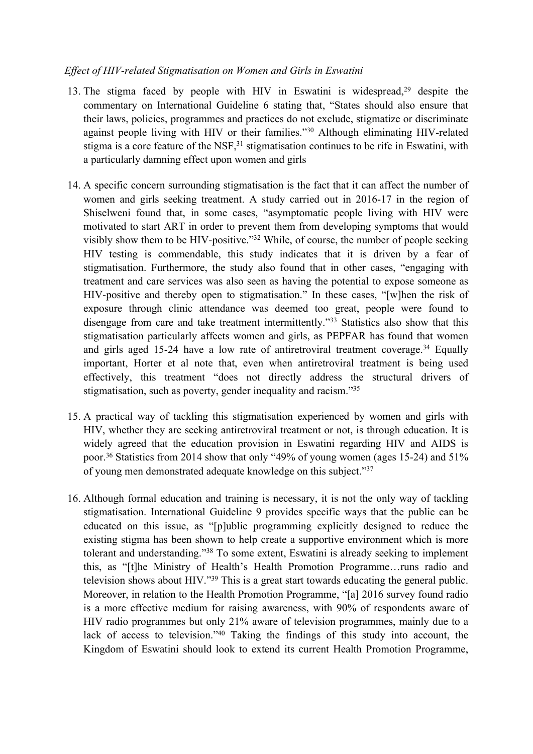*Effect of HIV-related Stigmatisation on Women and Girls in Eswatini*

13. The stigma faced by people with HIV in Eswatini is widespread,[29] despite the commentary on International Guideline 6 stating that, "States should also ensure that their laws, policies, programmes and practices do not exclude, stigmatize or discriminate against people living with HIV or their families."[30] Although eliminating HIV-related stigma is a core feature of the NSF,[31] stigmatisation continues to be rife in Eswatini, with a particularly damning effect upon women and girls

14. A specific concern surrounding stigmatisation is the fact that it can affect the number of women and girls seeking treatment. A study carried out in 2016-17 in the region of Shiselweni found that, in some cases, "asymptomatic people living with HIV were motivated to start ART in order to prevent them from developing symptoms that would visibly show them to be HIV-positive."[32] While, of course, the number of people seeking HIV testing is commendable, this study indicates that it is driven by a fear of stigmatisation. Furthermore, the study also found that in other cases, "engaging with treatment and care services was also seen as having the potential to expose someone as HIV-positive and thereby open to stigmatisation." In these cases, "[w]hen the risk of exposure through clinic attendance was deemed too great, people were found to disengage from care and take treatment intermittently."[33] Statistics also show that this stigmatisation particularly affects women and girls, as PEPFAR has found that women and girls aged 15-24 have a low rate of antiretroviral treatment coverage.[34] Equally important, Horter et al note that, even when antiretroviral treatment is being used effectively, this treatment "does not directly address the structural drivers of stigmatisation, such as poverty, gender inequality and racism."[35]

15. A practical way of tackling this stigmatisation experienced by women and girls with HIV, whether they are seeking antiretroviral treatment or not, is through education. It is widely agreed that the education provision in Eswatini regarding HIV and AIDS is poor.[36] Statistics from 2014 show that only "49% of young women (ages 15-24) and 51% of young men demonstrated adequate knowledge on this subject."[37]

16. Although formal education and training is necessary, it is not the only way of tackling stigmatisation. International Guideline 9 provides specific ways that the public can be educated on this issue, as "[p]ublic programming explicitly designed to reduce the existing stigma has been shown to help create a supportive environment which is more tolerant and understanding."[38] To some extent, Eswatini is already seeking to implement this, as "[t]he Ministry of Health's Health Promotion Programme…runs radio and television shows about HIV."[39] This is a great start towards educating the general public. Moreover, in relation to the Health Promotion Programme, "[a] 2016 survey found radio is a more effective medium for raising awareness, with 90% of respondents aware of HIV radio programmes but only 21% aware of television programmes, mainly due to a lack of access to television."[40] Taking the findings of this study into account, the Kingdom of Eswatini should look to extend its current Health Promotion Programme,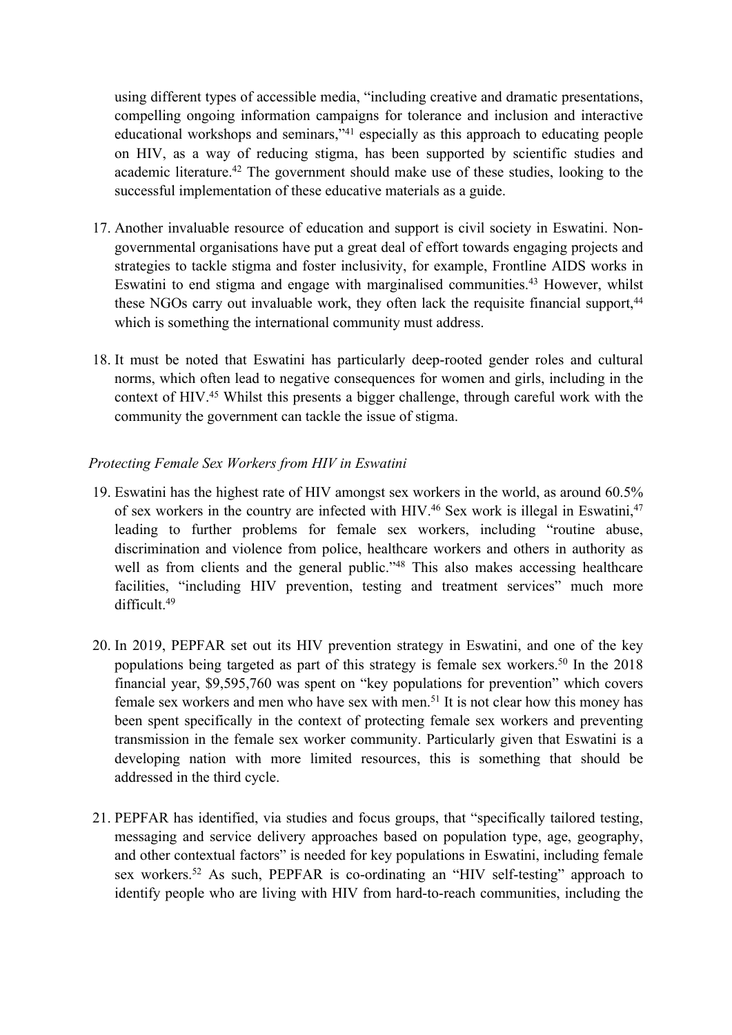using different types of accessible media, "including creative and dramatic presentations, compelling ongoing information campaigns for tolerance and inclusion and interactive educational workshops and seminars,"[41] especially as this approach to educating people on HIV, as a way of reducing stigma, has been supported by scientific studies and academic literature.[42] The government should make use of these studies, looking to the successful implementation of these educative materials as a guide.

17. Another invaluable resource of education and support is civil society in Eswatini. Non-governmental organisations have put a great deal of effort towards engaging projects and strategies to tackle stigma and foster inclusivity, for example, Frontline AIDS works in Eswatini to end stigma and engage with marginalised communities.[43] However, whilst these NGOs carry out invaluable work, they often lack the requisite financial support,[44] which is something the international community must address.

18. It must be noted that Eswatini has particularly deep-rooted gender roles and cultural norms, which often lead to negative consequences for women and girls, including in the context of HIV.[45] Whilst this presents a bigger challenge, through careful work with the community the government can tackle the issue of stigma.

*Protecting Female Sex Workers from HIV in Eswatini*

19. Eswatini has the highest rate of HIV amongst sex workers in the world, as around 60.5% of sex workers in the country are infected with HIV.[46] Sex work is illegal in Eswatini,[47] leading to further problems for female sex workers, including "routine abuse, discrimination and violence from police, healthcare workers and others in authority as well as from clients and the general public."[48] This also makes accessing healthcare facilities, "including HIV prevention, testing and treatment services" much more difficult.[49]

20. In 2019, PEPFAR set out its HIV prevention strategy in Eswatini, and one of the key populations being targeted as part of this strategy is female sex workers.[50] In the 2018 financial year, $9,595,760 was spent on "key populations for prevention" which covers female sex workers and men who have sex with men.[51] It is not clear how this money has been spent specifically in the context of protecting female sex workers and preventing transmission in the female sex worker community. Particularly given that Eswatini is a developing nation with more limited resources, this is something that should be addressed in the third cycle.

21. PEPFAR has identified, via studies and focus groups, that "specifically tailored testing, messaging and service delivery approaches based on population type, age, geography, and other contextual factors" is needed for key populations in Eswatini, including female sex workers.[52] As such, PEPFAR is co-ordinating an "HIV self-testing" approach to identify people who are living with HIV from hard-to-reach communities, including the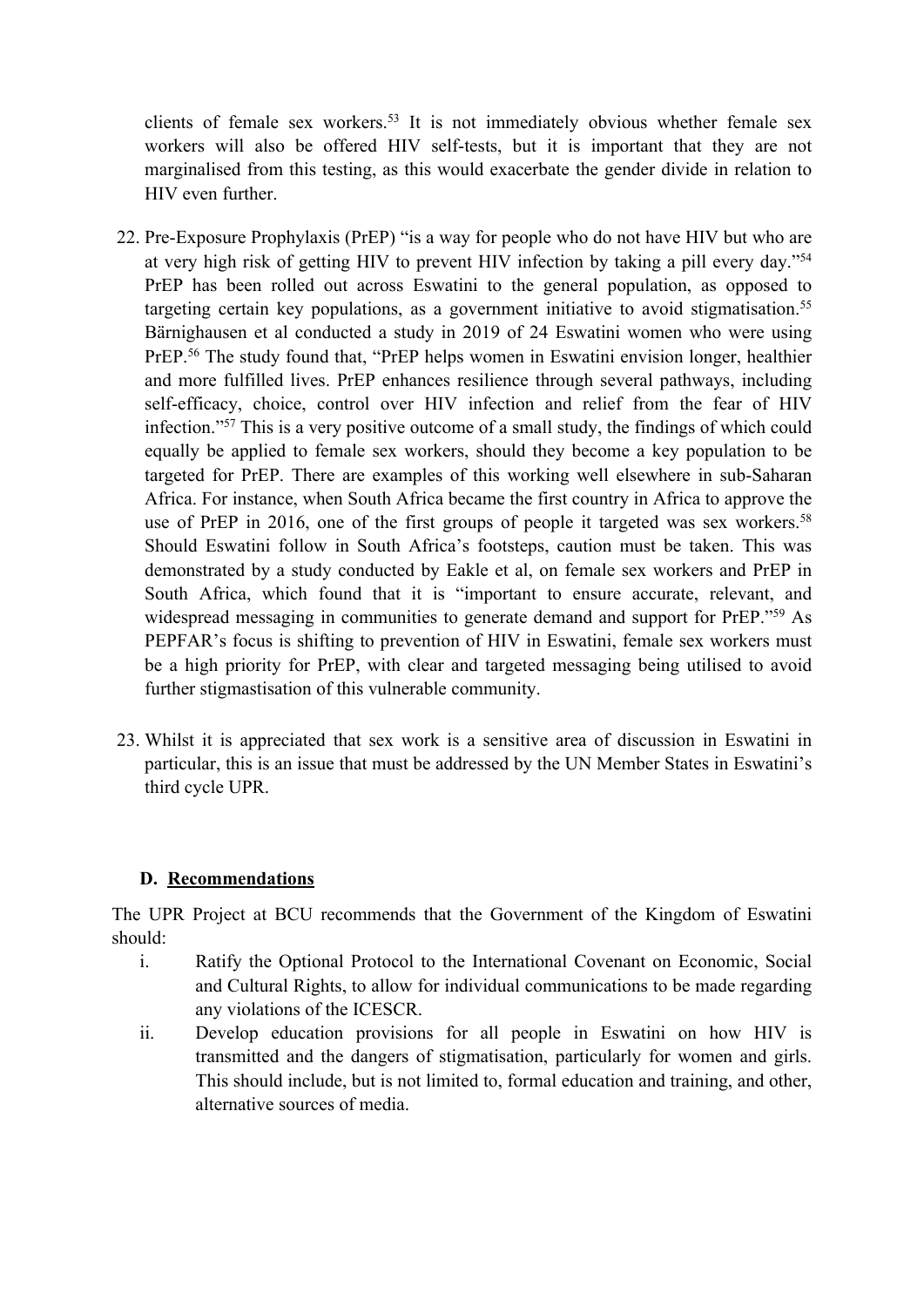clients of female sex workers.[53] It is not immediately obvious whether female sex workers will also be offered HIV self-tests, but it is important that they are not marginalised from this testing, as this would exacerbate the gender divide in relation to HIV even further.

22. Pre-Exposure Prophylaxis (PrEP) "is a way for people who do not have HIV but who are at very high risk of getting HIV to prevent HIV infection by taking a pill every day."[54] PrEP has been rolled out across Eswatini to the general population, as opposed to targeting certain key populations, as a government initiative to avoid stigmatisation.[55] Bärnighausen et al conducted a study in 2019 of 24 Eswatini women who were using PrEP.[56] The study found that, "PrEP helps women in Eswatini envision longer, healthier and more fulfilled lives. PrEP enhances resilience through several pathways, including self-efficacy, choice, control over HIV infection and relief from the fear of HIV infection."[57] This is a very positive outcome of a small study, the findings of which could equally be applied to female sex workers, should they become a key population to be targeted for PrEP. There are examples of this working well elsewhere in sub-Saharan Africa. For instance, when South Africa became the first country in Africa to approve the use of PrEP in 2016, one of the first groups of people it targeted was sex workers.[58] Should Eswatini follow in South Africa's footsteps, caution must be taken. This was demonstrated by a study conducted by Eakle et al, on female sex workers and PrEP in South Africa, which found that it is "important to ensure accurate, relevant, and widespread messaging in communities to generate demand and support for PrEP."[59] As PEPFAR's focus is shifting to prevention of HIV in Eswatini, female sex workers must be a high priority for PrEP, with clear and targeted messaging being utilised to avoid further stigmastisation of this vulnerable community.

23. Whilst it is appreciated that sex work is a sensitive area of discussion in Eswatini in particular, this is an issue that must be addressed by the UN Member States in Eswatini's third cycle UPR.

## D. Recommendations

The UPR Project at BCU recommends that the Government of the Kingdom of Eswatini should:

i. Ratify the Optional Protocol to the International Covenant on Economic, Social and Cultural Rights, to allow for individual communications to be made regarding any violations of the ICESCR.

ii. Develop education provisions for all people in Eswatini on how HIV is transmitted and the dangers of stigmatisation, particularly for women and girls. This should include, but is not limited to, formal education and training, and other, alternative sources of media.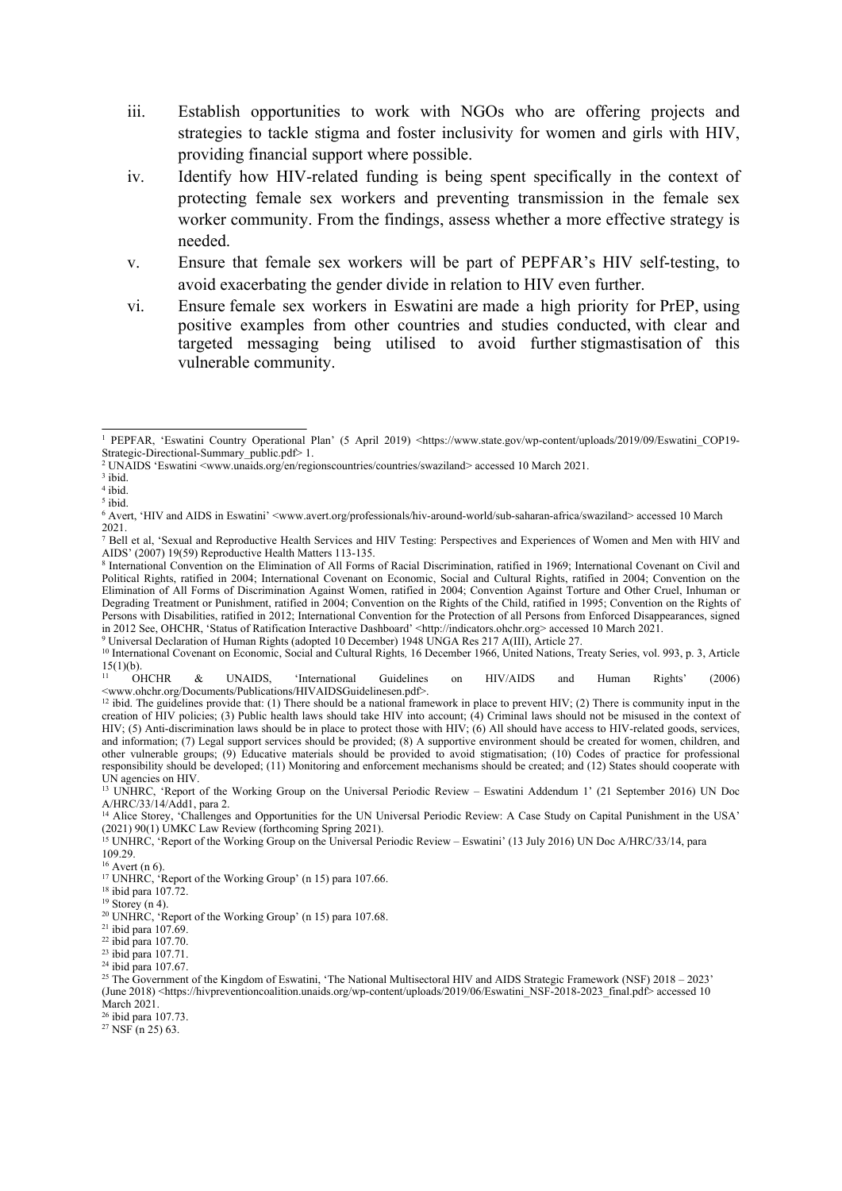iii. Establish opportunities to work with NGOs who are offering projects and strategies to tackle stigma and foster inclusivity for women and girls with HIV, providing financial support where possible.

iv. Identify how HIV-related funding is being spent specifically in the context of protecting female sex workers and preventing transmission in the female sex worker community. From the findings, assess whether a more effective strategy is needed.

v. Ensure that female sex workers will be part of PEPFAR's HIV self-testing, to avoid exacerbating the gender divide in relation to HIV even further.

vi. Ensure female sex workers in Eswatini are made a high priority for PrEP, using positive examples from other countries and studies conducted, with clear and targeted messaging being utilised to avoid further stigmastisation of this vulnerable community.

---

[1] PEPFAR, 'Eswatini Country Operational Plan' (5 April 2019) <https://www.state.gov/wp-content/uploads/2019/09/Eswatini_COP19-Strategic-Directional-Summary_public.pdf> 1.

[2] UNAIDS 'Eswatini <www.unaids.org/en/regionscountries/countries/swaziland> accessed 10 March 2021.

[3] ibid.

[4] ibid.

[5] ibid.

[6] Avert, 'HIV and AIDS in Eswatini' <www.avert.org/professionals/hiv-around-world/sub-saharan-africa/swaziland> accessed 10 March 2021.

[7] Bell et al, 'Sexual and Reproductive Health Services and HIV Testing: Perspectives and Experiences of Women and Men with HIV and AIDS' (2007) 19(59) Reproductive Health Matters 113-135.

[8] International Convention on the Elimination of All Forms of Racial Discrimination, ratified in 1969; International Covenant on Civil and Political Rights, ratified in 2004; International Covenant on Economic, Social and Cultural Rights, ratified in 2004; Convention on the Elimination of All Forms of Discrimination Against Women, ratified in 2004; Convention Against Torture and Other Cruel, Inhuman or Degrading Treatment or Punishment, ratified in 2004; Convention on the Rights of the Child, ratified in 1995; Convention on the Rights of Persons with Disabilities, ratified in 2012; International Convention for the Protection of all Persons from Enforced Disappearances, signed in 2012 See, OHCHR, 'Status of Ratification Interactive Dashboard' <http://indicators.ohchr.org> accessed 10 March 2021.

[9] Universal Declaration of Human Rights (adopted 10 December) 1948 UNGA Res 217 A(III), Article 27.

[10] International Covenant on Economic, Social and Cultural Rights, 16 December 1966, United Nations, Treaty Series, vol. 993, p. 3, Article 15(1)(b).

[11] OHCHR & UNAIDS, 'International Guidelines on HIV/AIDS and Human Rights' (2006) <www.ohchr.org/Documents/Publications/HIVAIDSGuidelinesen.pdf>.

[12] ibid. The guidelines provide that: (1) There should be a national framework in place to prevent HIV; (2) There is community input in the creation of HIV policies; (3) Public health laws should take HIV into account; (4) Criminal laws should not be misused in the context of HIV; (5) Anti-discrimination laws should be in place to protect those with HIV; (6) All should have access to HIV-related goods, services, and information; (7) Legal support services should be provided; (8) A supportive environment should be created for women, children, and other vulnerable groups; (9) Educative materials should be provided to avoid stigmatisation; (10) Codes of practice for professional responsibility should be developed; (11) Monitoring and enforcement mechanisms should be created; and (12) States should cooperate with UN agencies on HIV.

[13] UNHRC, 'Report of the Working Group on the Universal Periodic Review – Eswatini Addendum 1' (21 September 2016) UN Doc A/HRC/33/14/Add1, para 2.

[14] Alice Storey, 'Challenges and Opportunities for the UN Universal Periodic Review: A Case Study on Capital Punishment in the USA' (2021) 90(1) UMKC Law Review (forthcoming Spring 2021).

[15] UNHRC, 'Report of the Working Group on the Universal Periodic Review – Eswatini' (13 July 2016) UN Doc A/HRC/33/14, para 109.29.

[16] Avert (n 6).

[17] UNHRC, 'Report of the Working Group' (n 15) para 107.66.

[18] ibid para 107.72.

[19] Storey (n 4).

[20] UNHRC, 'Report of the Working Group' (n 15) para 107.68.

[21] ibid para 107.69.

[22] ibid para 107.70.

[23] ibid para 107.71.

[24] ibid para 107.67.

[25] The Government of the Kingdom of Eswatini, 'The National Multisectoral HIV and AIDS Strategic Framework (NSF) 2018 – 2023' (June 2018) <https://hivpreventioncoalition.unaids.org/wp-content/uploads/2019/06/Eswatini_NSF-2018-2023_final.pdf> accessed 10 March 2021.

[26] ibid para 107.73.

[27] NSF (n 25) 63.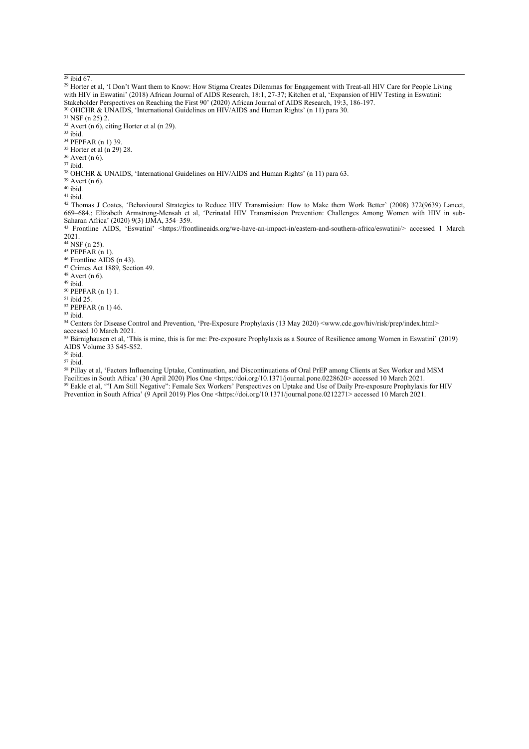[28] ibid 67.

[29] Horter et al, 'I Don't Want them to Know: How Stigma Creates Dilemmas for Engagement with Treat-all HIV Care for People Living with HIV in Eswatini' (2018) African Journal of AIDS Research, 18:1, 27-37; Kitchen et al, 'Expansion of HIV Testing in Eswatini: Stakeholder Perspectives on Reaching the First 90' (2020) African Journal of AIDS Research, 19:3, 186-197.

[30] OHCHR & UNAIDS, 'International Guidelines on HIV/AIDS and Human Rights' (n 11) para 30.

[31] NSF (n 25) 2.

[32] Avert (n 6), citing Horter et al (n 29).

[33] ibid.

[34] PEPFAR (n 1) 39.

[35] Horter et al (n 29) 28.

[36] Avert (n 6).

[37] ibid.

[38] OHCHR & UNAIDS, 'International Guidelines on HIV/AIDS and Human Rights' (n 11) para 63.

[39] Avert (n 6).

[40] ibid.

[41] ibid.

[42] Thomas J Coates, 'Behavioural Strategies to Reduce HIV Transmission: How to Make them Work Better' (2008) 372(9639) Lancet, 669–684.; Elizabeth Armstrong-Mensah et al, 'Perinatal HIV Transmission Prevention: Challenges Among Women with HIV in sub-Saharan Africa' (2020) 9(3) IJMA, 354–359.

[43] Frontline AIDS, 'Eswatini' <https://frontlineaids.org/we-have-an-impact-in/eastern-and-southern-africa/eswatini/> accessed 1 March 2021.

[44] NSF (n 25).

[45] PEPFAR (n 1).

[46] Frontline AIDS (n 43).

[47] Crimes Act 1889, Section 49.

[48] Avert (n 6).

[49] ibid.

[50] PEPFAR (n 1) 1.

[51] ibid 25.

[52] PEPFAR (n 1) 46.

[53] ibid.

[54] Centers for Disease Control and Prevention, 'Pre-Exposure Prophylaxis (13 May 2020) <www.cdc.gov/hiv/risk/prep/index.html> accessed 10 March 2021.

[55] Bärnighausen et al, 'This is mine, this is for me: Pre-exposure Prophylaxis as a Source of Resilience among Women in Eswatini' (2019) AIDS Volume 33 S45-S52.

[56] ibid.

[57] ibid.

[58] Pillay et al, 'Factors Influencing Uptake, Continuation, and Discontinuations of Oral PrEP among Clients at Sex Worker and MSM Facilities in South Africa' (30 April 2020) Plos One <https://doi.org/10.1371/journal.pone.0228620> accessed 10 March 2021.

[59] Eakle et al, '"I Am Still Negative": Female Sex Workers' Perspectives on Uptake and Use of Daily Pre-exposure Prophylaxis for HIV Prevention in South Africa' (9 April 2019) Plos One <https://doi.org/10.1371/journal.pone.0212271> accessed 10 March 2021.